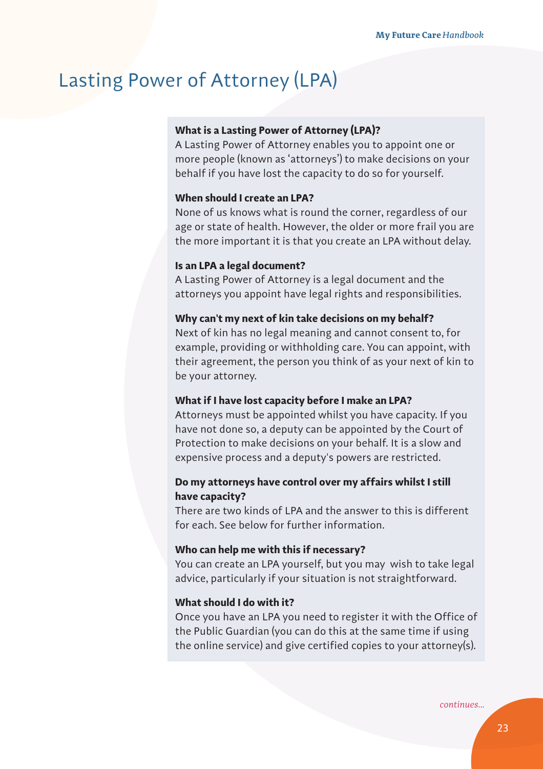# Lasting Power of Attorney (LPA)

**What is a Lasting Power of Attorney (LPA)?**

A Lasting Power of Attorney enables you to appoint one or more people (known as 'attorneys') to make decisions on your behalf if you have lost the capacity to do so for yourself.

**When should I create an LPA?**

None of us knows what is round the corner, regardless of our age or state of health. However, the older or more frail you are the more important it is that you create an LPA without delay.

**Is an LPA a legal document?**

A Lasting Power of Attorney is a legal document and the attorneys you appoint have legal rights and responsibilities.

**Why can't my next of kin take decisions on my behalf?**

Next of kin has no legal meaning and cannot consent to, for example, providing or withholding care. You can appoint, with their agreement, the person you think of as your next of kin to be your attorney.

**What if I have lost capacity before I make an LPA?**

Attorneys must be appointed whilst you have capacity. If you have not done so, a deputy can be appointed by the Court of Protection to make decisions on your behalf. It is a slow and expensive process and a deputy's powers are restricted.

**Do my attorneys have control over my affairs whilst I still have capacity?**

There are two kinds of LPA and the answer to this is different for each. See below for further information.

**Who can help me with this if necessary?**

You can create an LPA yourself, but you may wish to take legal advice, particularly if your situation is not straightforward.

**What should I do with it?**

Once you have an LPA you need to register it with the Office of the Public Guardian (you can do this at the same time if using the online service) and give certified copies to your attorney(s).

*continues...*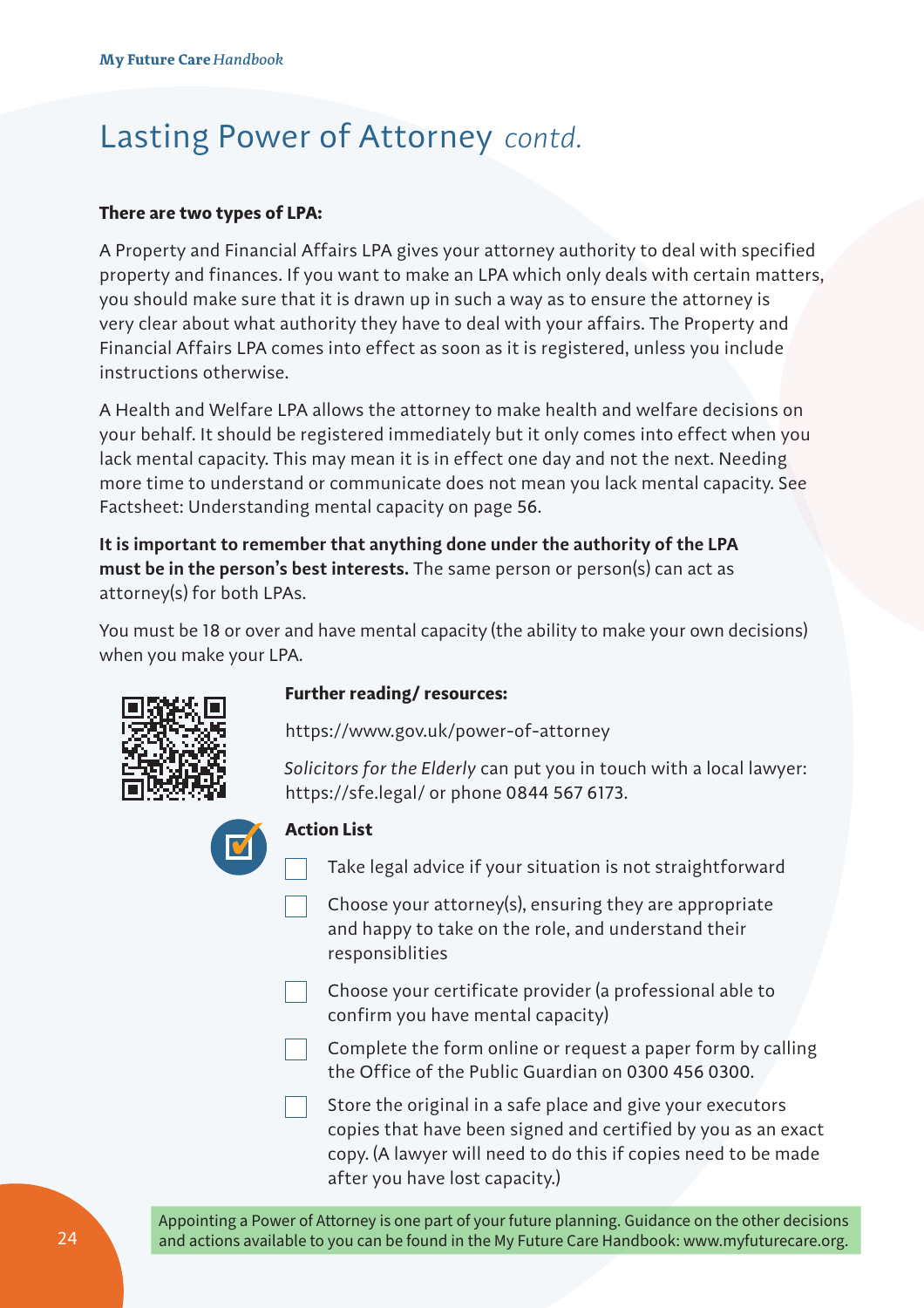# Lasting Power of Attorney *contd.*

**There are two types of LPA:**

A Property and Financial Affairs LPA gives your attorney authority to deal with specified property and finances. If you want to make an LPA which only deals with certain matters, you should make sure that it is drawn up in such a way as to ensure the attorney is very clear about what authority they have to deal with your affairs. The Property and Financial Affairs LPA comes into effect as soon as it is registered, unless you include instructions otherwise.

A Health and Welfare LPA allows the attorney to make health and welfare decisions on your behalf. It should be registered immediately but it only comes into effect when you lack mental capacity. This may mean it is in effect one day and not the next. Needing more time to understand or communicate does not mean you lack mental capacity. See Factsheet: Understanding mental capacity on page 56.

**It is important to remember that anything done under the authority of the LPA must be in the person's best interests.** The same person or person(s) can act as attorney(s) for both LPAs.

You must be 18 or over and have mental capacity (the ability to make your own decisions) when you make your LPA.

**Further reading/ resources:**

https://www.gov.uk/power-of-attorney

*Solicitors for the Elderly* can put you in touch with a local lawyer: https://sfe.legal/ or phone 0844 567 6173.

**Action List**

- [ ] Take legal advice if your situation is not straightforward
- [ ] Choose your attorney(s), ensuring they are appropriate and happy to take on the role, and understand their responsiblities
- [ ] Choose your certificate provider (a professional able to confirm you have mental capacity)
- [ ] Complete the form online or request a paper form by calling the Office of the Public Guardian on 0300 456 0300.
- [ ] Store the original in a safe place and give your executors copies that have been signed and certified by you as an exact copy. (A lawyer will need to do this if copies need to be made after you have lost capacity.)

Appointing a Power of Attorney is one part of your future planning. Guidance on the other decisions and actions available to you can be found in the My Future Care Handbook: www.myfuturecare.org.